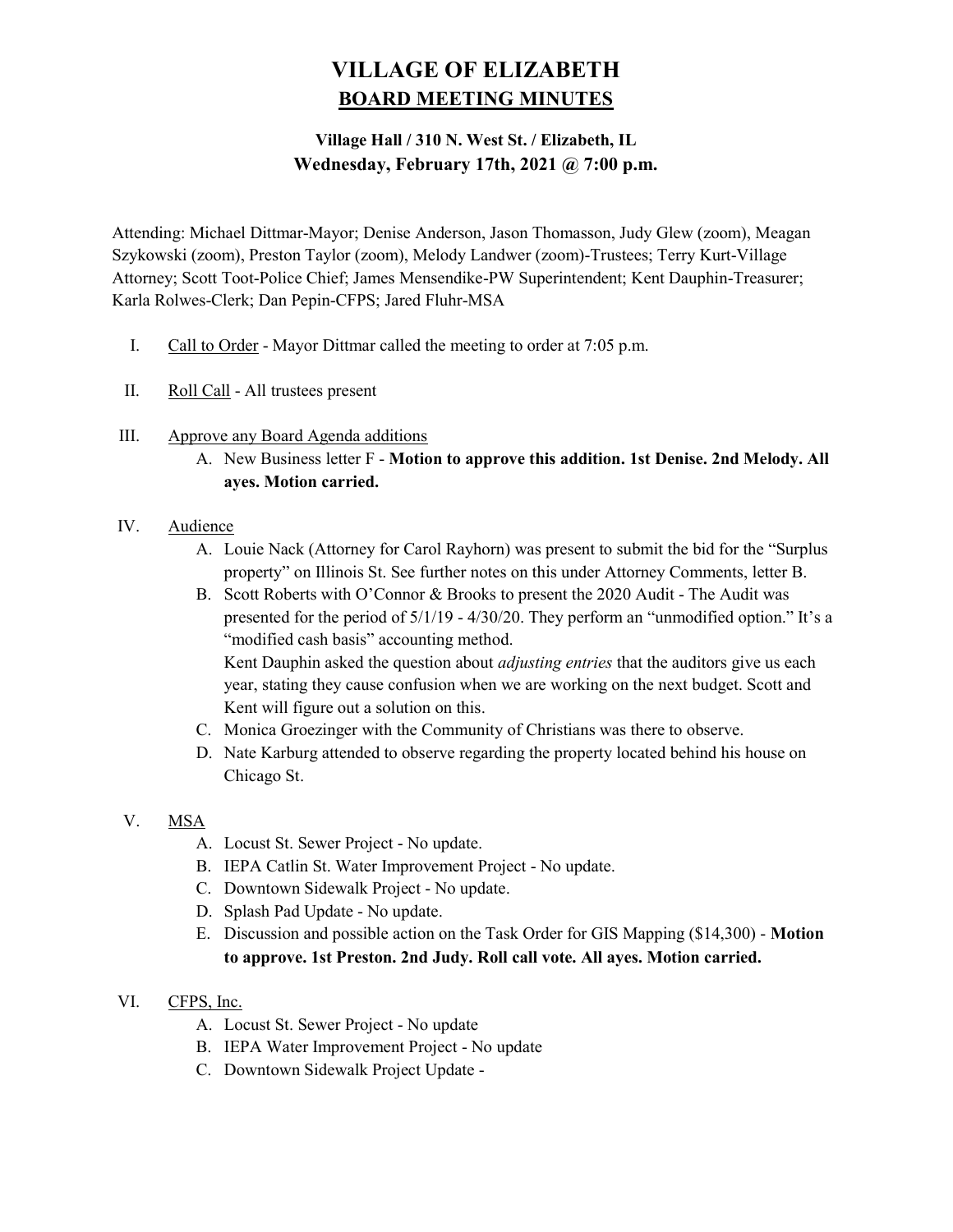# VILLAGE OF ELIZABETH
## BOARD MEETING MINUTES

### Village Hall / 310 N. West St. / Elizabeth, IL
### Wednesday, February 17th, 2021 @ 7:00 p.m.

Attending: Michael Dittmar-Mayor; Denise Anderson, Jason Thomasson, Judy Glew (zoom), Meagan Szykowski (zoom), Preston Taylor (zoom), Melody Landwer (zoom)-Trustees; Terry Kurt-Village Attorney; Scott Toot-Police Chief; James Mensendike-PW Superintendent; Kent Dauphin-Treasurer; Karla Rolwes-Clerk; Dan Pepin-CFPS; Jared Fluhr-MSA

I. <u>Call to Order</u> - Mayor Dittmar called the meeting to order at 7:05 p.m.

II. <u>Roll Call</u> - All trustees present

III. <u>Approve any Board Agenda additions</u>
   A. New Business letter F - **Motion to approve this addition. 1st Denise. 2nd Melody. All ayes. Motion carried.**

IV. <u>Audience</u>
   A. Louie Nack (Attorney for Carol Rayhorn) was present to submit the bid for the "Surplus property" on Illinois St. See further notes on this under Attorney Comments, letter B.
   B. Scott Roberts with O'Connor & Brooks to present the 2020 Audit - The Audit was presented for the period of 5/1/19 - 4/30/20. They perform an "unmodified option." It's a "modified cash basis" accounting method.
   Kent Dauphin asked the question about *adjusting entries* that the auditors give us each year, stating they cause confusion when we are working on the next budget. Scott and Kent will figure out a solution on this.
   C. Monica Groezinger with the Community of Christians was there to observe.
   D. Nate Karburg attended to observe regarding the property located behind his house on Chicago St.

V. <u>MSA</u>
   A. Locust St. Sewer Project - No update.
   B. IEPA Catlin St. Water Improvement Project - No update.
   C. Downtown Sidewalk Project - No update.
   D. Splash Pad Update - No update.
   E. Discussion and possible action on the Task Order for GIS Mapping ($14,300) - **Motion to approve. 1st Preston. 2nd Judy. Roll call vote. All ayes. Motion carried.**

VI. <u>CFPS, Inc.</u>
   A. Locust St. Sewer Project - No update
   B. IEPA Water Improvement Project - No update
   C. Downtown Sidewalk Project Update -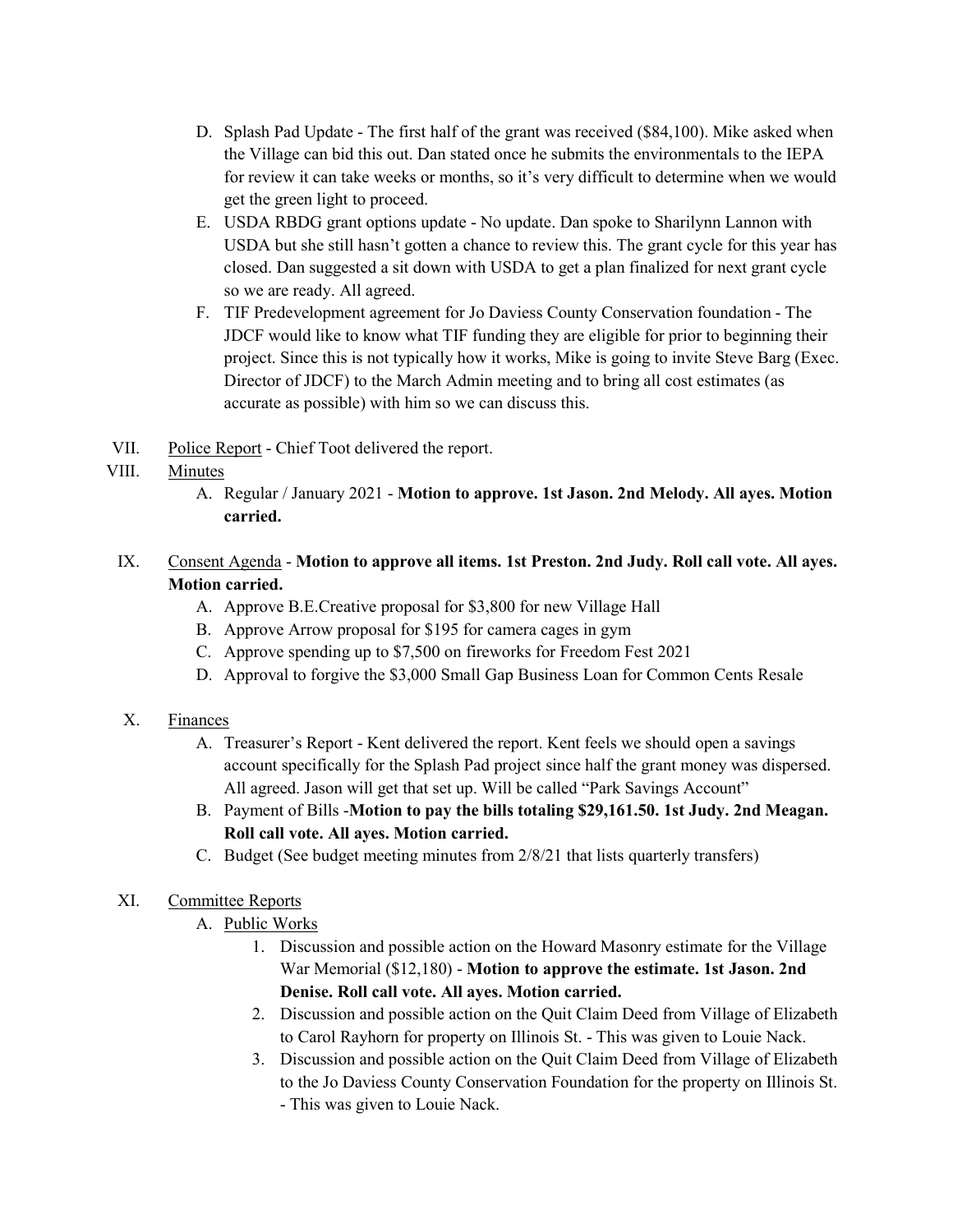D. Splash Pad Update - The first half of the grant was received ($84,100). Mike asked when the Village can bid this out. Dan stated once he submits the environmentals to the IEPA for review it can take weeks or months, so it's very difficult to determine when we would get the green light to proceed.

E. USDA RBDG grant options update - No update. Dan spoke to Sharilynn Lannon with USDA but she still hasn't gotten a chance to review this. The grant cycle for this year has closed. Dan suggested a sit down with USDA to get a plan finalized for next grant cycle so we are ready. All agreed.

F. TIF Predevelopment agreement for Jo Daviess County Conservation foundation - The JDCF would like to know what TIF funding they are eligible for prior to beginning their project. Since this is not typically how it works, Mike is going to invite Steve Barg (Exec. Director of JDCF) to the March Admin meeting and to bring all cost estimates (as accurate as possible) with him so we can discuss this.

VII. Police Report - Chief Toot delivered the report.

VIII. Minutes

A. Regular / January 2021 - **Motion to approve. 1st Jason. 2nd Melody. All ayes. Motion carried.**

IX. Consent Agenda - **Motion to approve all items. 1st Preston. 2nd Judy. Roll call vote. All ayes. Motion carried.**

A. Approve B.E.Creative proposal for $3,800 for new Village Hall

B. Approve Arrow proposal for $195 for camera cages in gym

C. Approve spending up to $7,500 on fireworks for Freedom Fest 2021

D. Approval to forgive the $3,000 Small Gap Business Loan for Common Cents Resale

X. Finances

A. Treasurer's Report - Kent delivered the report. Kent feels we should open a savings account specifically for the Splash Pad project since half the grant money was dispersed. All agreed. Jason will get that set up. Will be called "Park Savings Account"

B. Payment of Bills -**Motion to pay the bills totaling $29,161.50. 1st Judy. 2nd Meagan. Roll call vote. All ayes. Motion carried.**

C. Budget (See budget meeting minutes from 2/8/21 that lists quarterly transfers)

XI. Committee Reports

A. Public Works

1. Discussion and possible action on the Howard Masonry estimate for the Village War Memorial ($12,180) - **Motion to approve the estimate. 1st Jason. 2nd Denise. Roll call vote. All ayes. Motion carried.**
2. Discussion and possible action on the Quit Claim Deed from Village of Elizabeth to Carol Rayhorn for property on Illinois St. - This was given to Louie Nack.
3. Discussion and possible action on the Quit Claim Deed from Village of Elizabeth to the Jo Daviess County Conservation Foundation for the property on Illinois St. - This was given to Louie Nack.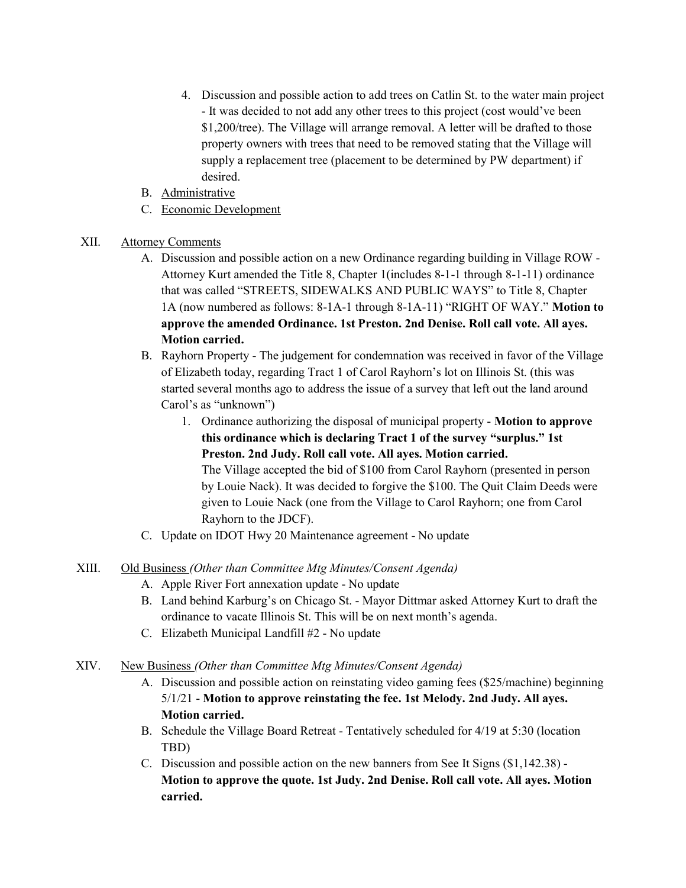4. Discussion and possible action to add trees on Catlin St. to the water main project - It was decided to not add any other trees to this project (cost would've been $1,200/tree). The Village will arrange removal. A letter will be drafted to those property owners with trees that need to be removed stating that the Village will supply a replacement tree (placement to be determined by PW department) if desired.

B. Administrative
C. Economic Development

XII. Attorney Comments

A. Discussion and possible action on a new Ordinance regarding building in Village ROW - Attorney Kurt amended the Title 8, Chapter 1(includes 8-1-1 through 8-1-11) ordinance that was called "STREETS, SIDEWALKS AND PUBLIC WAYS" to Title 8, Chapter 1A (now numbered as follows: 8-1A-1 through 8-1A-11) "RIGHT OF WAY." **Motion to approve the amended Ordinance. 1st Preston. 2nd Denise. Roll call vote. All ayes. Motion carried.**

B. Rayhorn Property - The judgement for condemnation was received in favor of the Village of Elizabeth today, regarding Tract 1 of Carol Rayhorn's lot on Illinois St. (this was started several months ago to address the issue of a survey that left out the land around Carol's as "unknown")

   1. Ordinance authorizing the disposal of municipal property - **Motion to approve this ordinance which is declaring Tract 1 of the survey "surplus." 1st Preston. 2nd Judy. Roll call vote. All ayes. Motion carried.**
      The Village accepted the bid of $100 from Carol Rayhorn (presented in person by Louie Nack). It was decided to forgive the $100. The Quit Claim Deeds were given to Louie Nack (one from the Village to Carol Rayhorn; one from Carol Rayhorn to the JDCF).

C. Update on IDOT Hwy 20 Maintenance agreement - No update

XIII. Old Business *(Other than Committee Mtg Minutes/Consent Agenda)*

A. Apple River Fort annexation update - No update
B. Land behind Karburg's on Chicago St. - Mayor Dittmar asked Attorney Kurt to draft the ordinance to vacate Illinois St. This will be on next month's agenda.
C. Elizabeth Municipal Landfill #2 - No update

XIV. New Business *(Other than Committee Mtg Minutes/Consent Agenda)*

A. Discussion and possible action on reinstating video gaming fees ($25/machine) beginning 5/1/21 - **Motion to approve reinstating the fee. 1st Melody. 2nd Judy. All ayes. Motion carried.**
B. Schedule the Village Board Retreat - Tentatively scheduled for 4/19 at 5:30 (location TBD)
C. Discussion and possible action on the new banners from See It Signs ($1,142.38) - **Motion to approve the quote. 1st Judy. 2nd Denise. Roll call vote. All ayes. Motion carried.**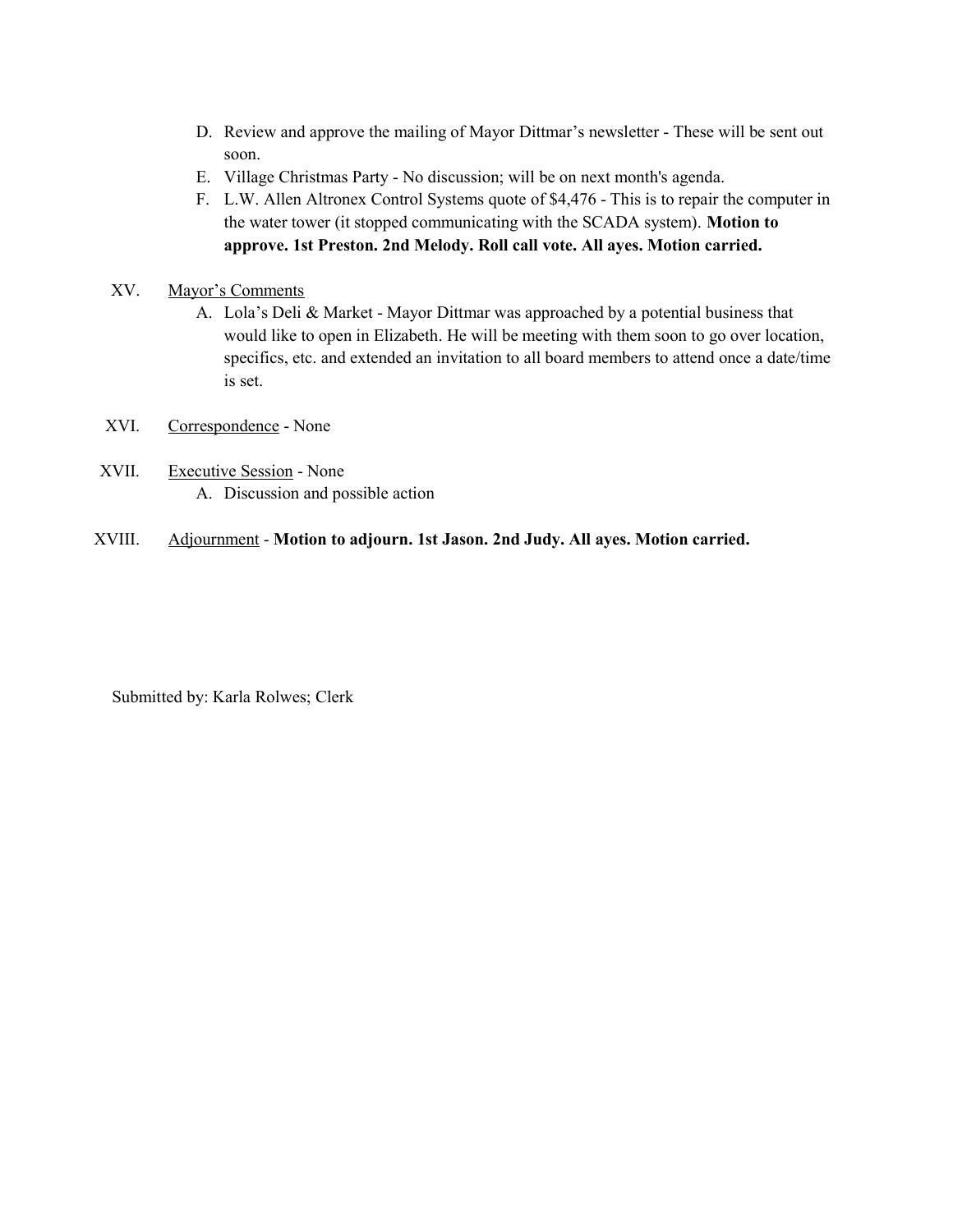D. Review and approve the mailing of Mayor Dittmar's newsletter - These will be sent out soon.
E. Village Christmas Party - No discussion; will be on next month's agenda.
F. L.W. Allen Altronex Control Systems quote of $4,476 - This is to repair the computer in the water tower (it stopped communicating with the SCADA system). **Motion to approve. 1st Preston. 2nd Melody. Roll call vote. All ayes. Motion carried.**

XV. Mayor's Comments

A. Lola's Deli & Market - Mayor Dittmar was approached by a potential business that would like to open in Elizabeth. He will be meeting with them soon to go over location, specifics, etc. and extended an invitation to all board members to attend once a date/time is set.

XVI. Correspondence - None

XVII. Executive Session - None

A. Discussion and possible action

XVIII. Adjournment - **Motion to adjourn. 1st Jason. 2nd Judy. All ayes. Motion carried.**

Submitted by: Karla Rolwes; Clerk